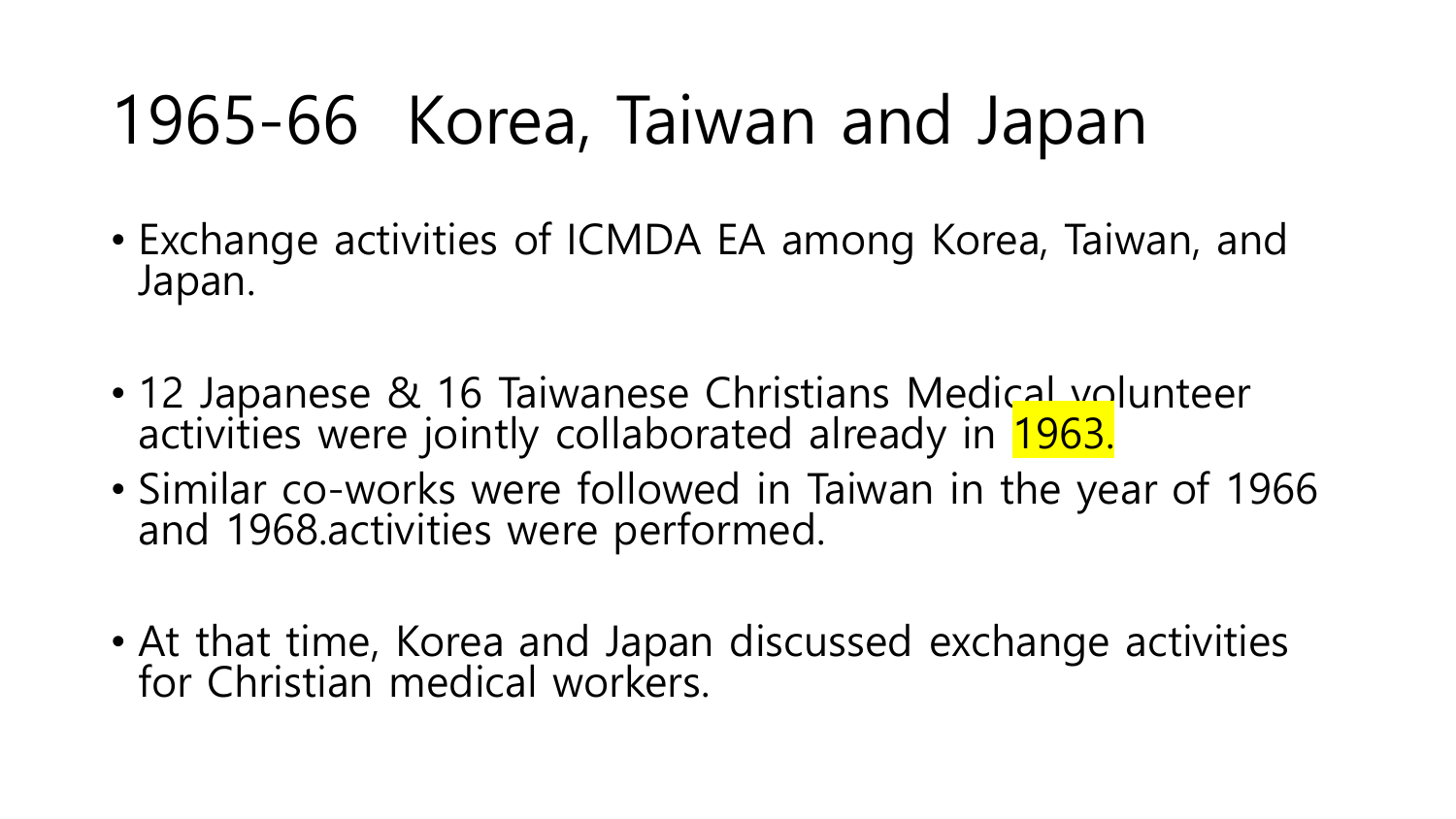# 1965-66 Korea, Taiwan and Japan

- Exchange activities of ICMDA EA among Korea, Taiwan, and Japan.

- 12 Japanese & 16 Taiwanese Christians Medical volunteer activities were jointly collaborated already in 1963.
- Similar co-works were followed in Taiwan in the year of 1966 and 1968.activities were performed.

- At that time, Korea and Japan discussed exchange activities for Christian medical workers.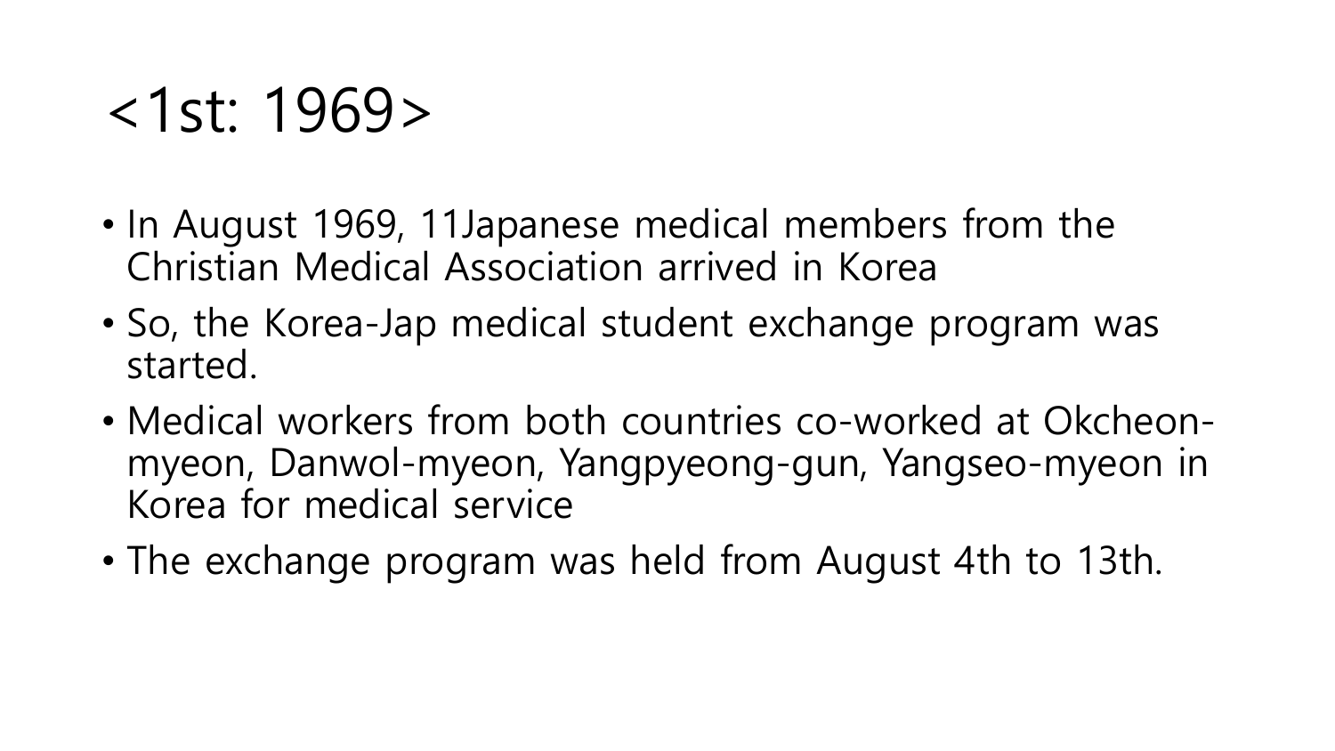# <1st: 1969>

- In August 1969, 11Japanese medical members from the Christian Medical Association arrived in Korea
- So, the Korea-Jap medical student exchange program was started.
- Medical workers from both countries co-worked at Okcheon-myeon, Danwol-myeon, Yangpyeong-gun, Yangseo-myeon in Korea for medical service
- The exchange program was held from August 4th to 13th.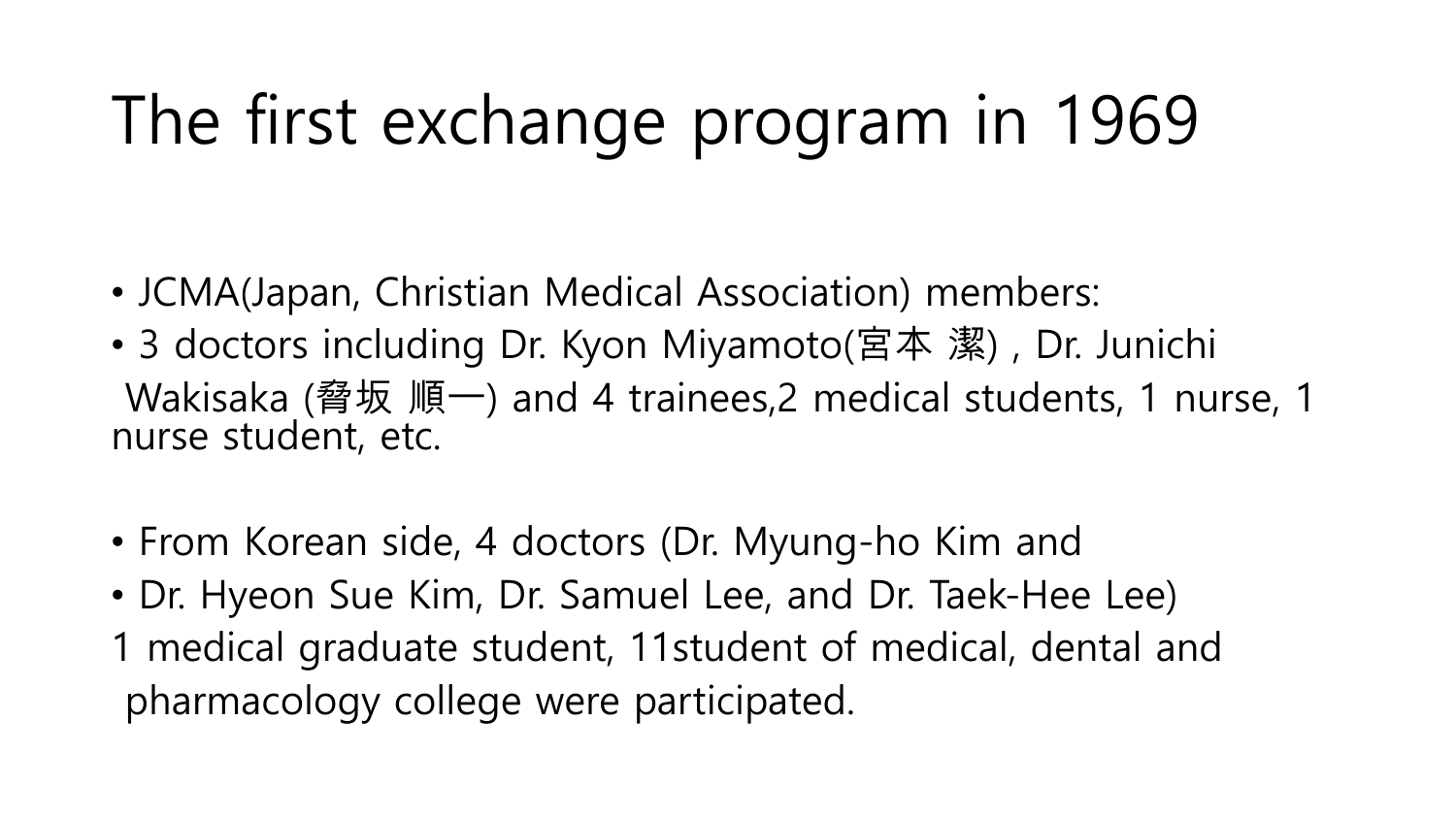# The first exchange program in 1969

- JCMA(Japan, Christian Medical Association) members:
- 3 doctors including Dr. Kyon Miyamoto(宮本 潔) , Dr. Junichi Wakisaka (脅坂 順一) and 4 trainees,2 medical students, 1 nurse, 1 nurse student, etc.

- From Korean side, 4 doctors (Dr. Myung-ho Kim and
- Dr. Hyeon Sue Kim, Dr. Samuel Lee, and Dr. Taek-Hee Lee)

1 medical graduate student, 11student of medical, dental and pharmacology college were participated.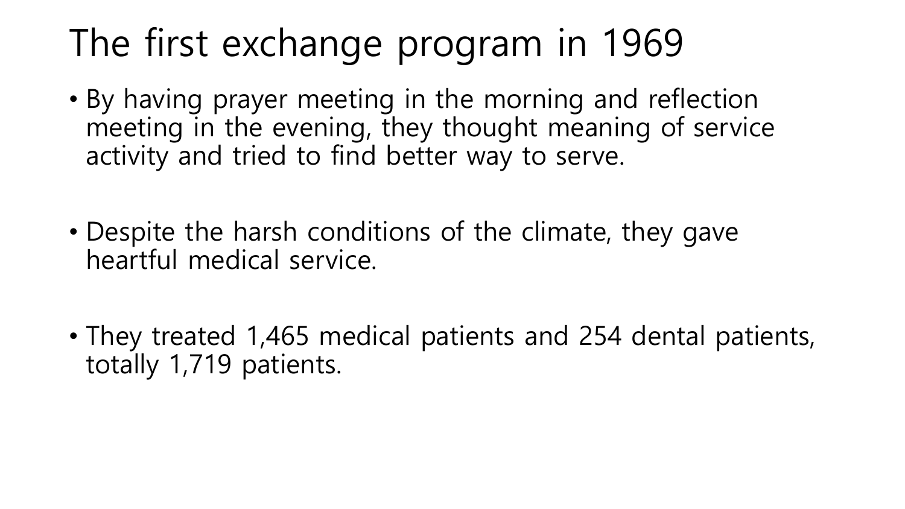# The first exchange program in 1969

- By having prayer meeting in the morning and reflection meeting in the evening, they thought meaning of service activity and tried to find better way to serve.

- Despite the harsh conditions of the climate, they gave heartful medical service.

- They treated 1,465 medical patients and 254 dental patients, totally 1,719 patients.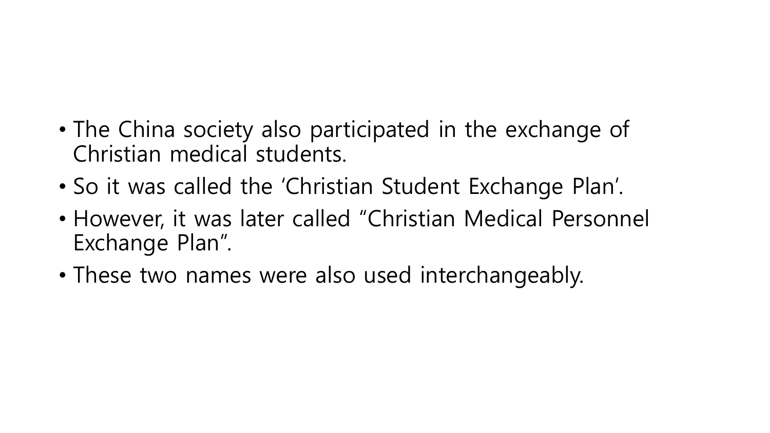- The China society also participated in the exchange of Christian medical students.
- So it was called the ‘Christian Student Exchange Plan’.
- However, it was later called “Christian Medical Personnel Exchange Plan”.
- These two names were also used interchangeably.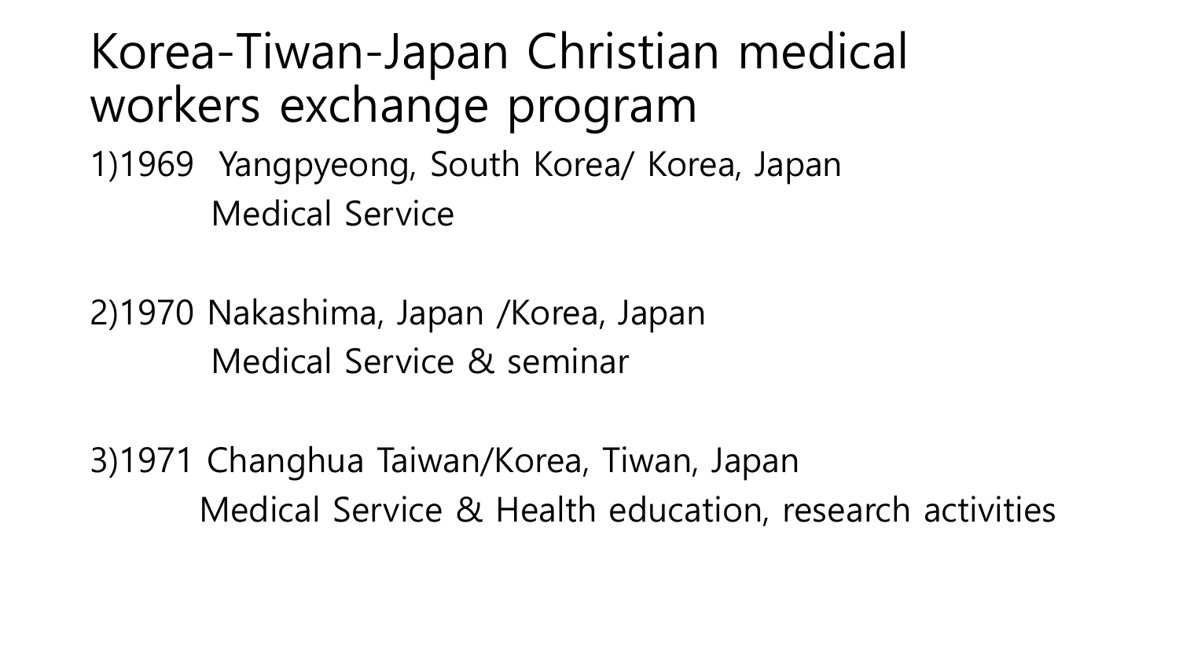# Korea-Tiwan-Japan Christian medical workers exchange program

1)1969 Yangpyeong, South Korea/ Korea, Japan
Medical Service

2)1970 Nakashima, Japan /Korea, Japan
Medical Service & seminar

3)1971 Changhua Taiwan/Korea, Tiwan, Japan
Medical Service & Health education, research activities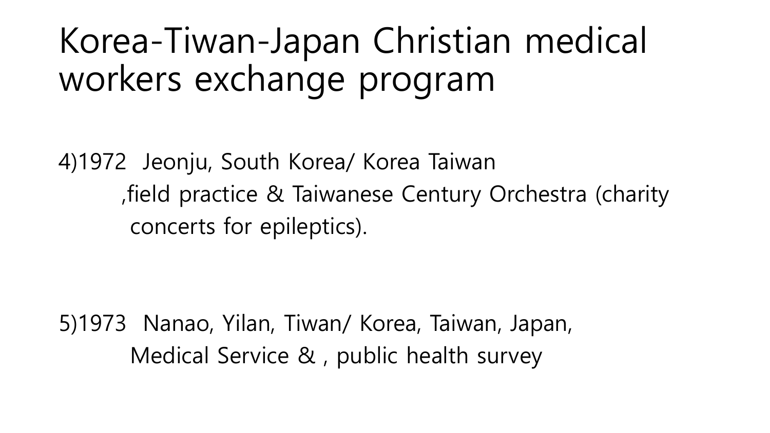# Korea-Tiwan-Japan Christian medical workers exchange program

4)1972 Jeonju, South Korea/ Korea Taiwan
,field practice & Taiwanese Century Orchestra (charity concerts for epileptics).

5)1973 Nanao, Yilan, Tiwan/ Korea, Taiwan, Japan,
Medical Service & , public health survey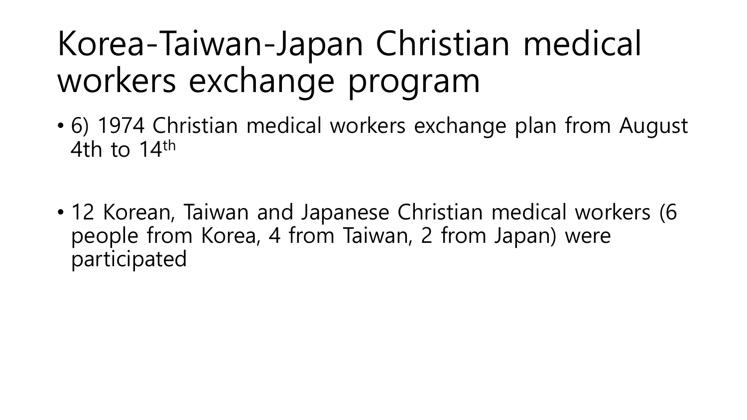# Korea-Taiwan-Japan Christian medical workers exchange program

- 6) 1974 Christian medical workers exchange plan from August 4th to $14^{th}$

- 12 Korean, Taiwan and Japanese Christian medical workers (6 people from Korea, 4 from Taiwan, 2 from Japan) were participated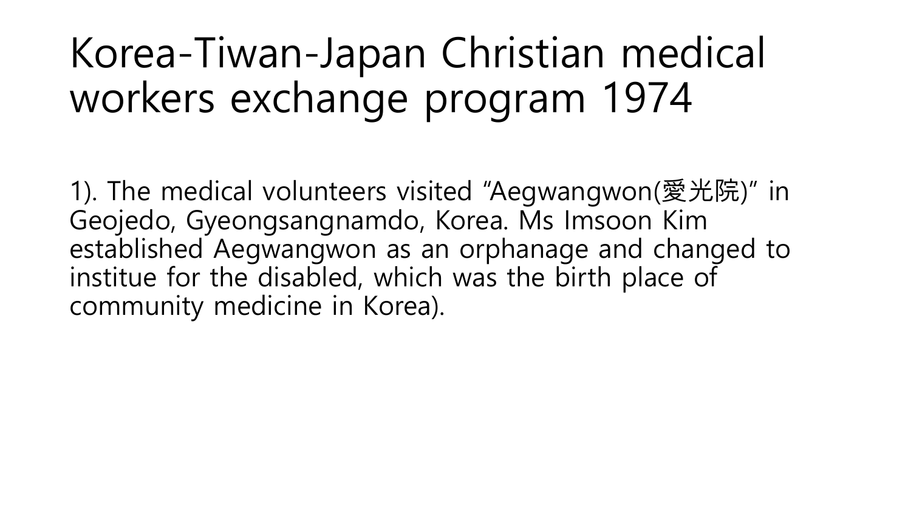# Korea-Tiwan-Japan Christian medical workers exchange program 1974

1). The medical volunteers visited "Aegwangwon(愛光院)" in Geojedo, Gyeongsangnamdo, Korea. Ms Imsoon Kim established Aegwangwon as an orphanage and changed to institue for the disabled, which was the birth place of community medicine in Korea).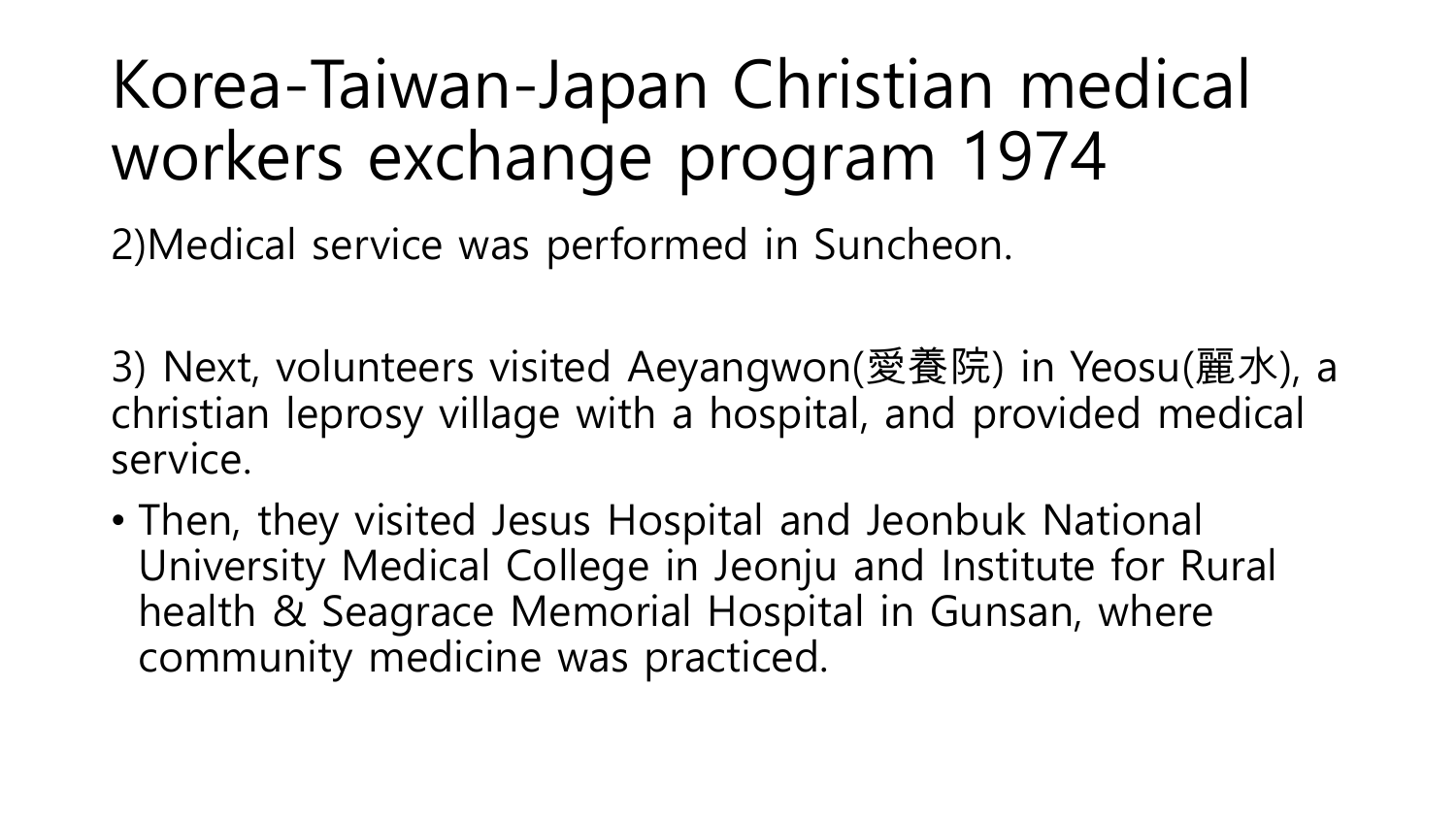# Korea-Taiwan-Japan Christian medical workers exchange program 1974

2)Medical service was performed in Suncheon.

3) Next, volunteers visited Aeyangwon(愛養院) in Yeosu(麗水), a christian leprosy village with a hospital, and provided medical service.

- Then, they visited Jesus Hospital and Jeonbuk National University Medical College in Jeonju and Institute for Rural health & Seagrace Memorial Hospital in Gunsan, where community medicine was practiced.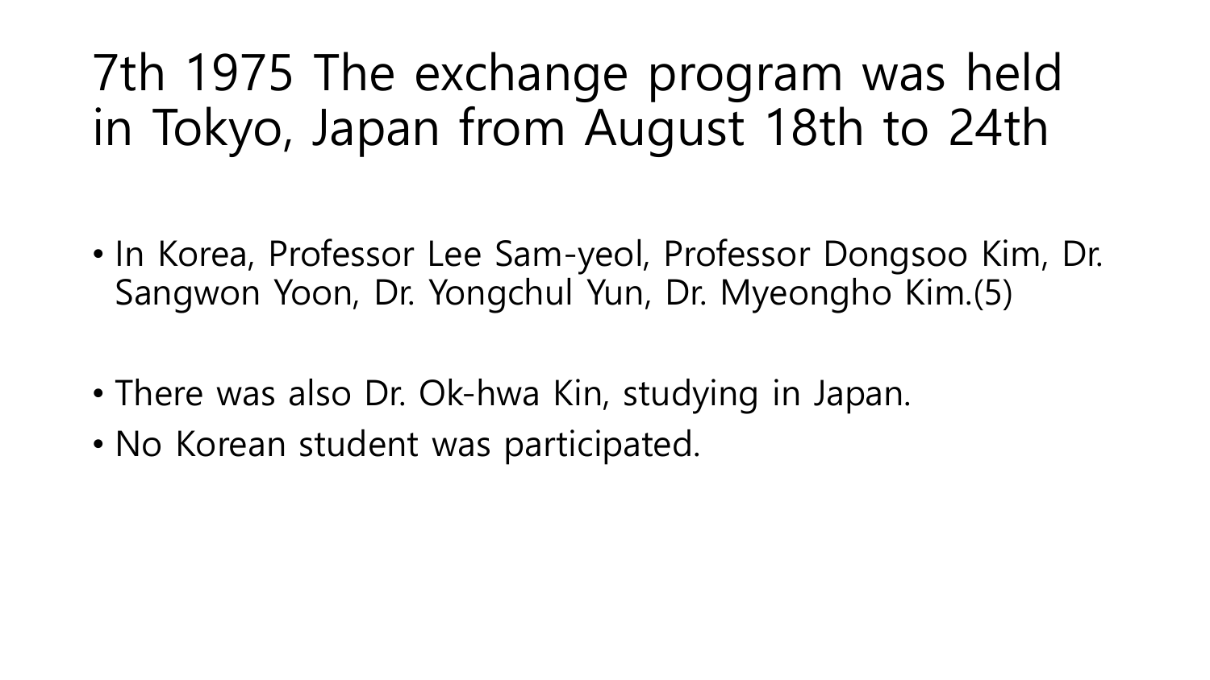# 7th 1975 The exchange program was held in Tokyo, Japan from August 18th to 24th

- In Korea, Professor Lee Sam-yeol, Professor Dongsoo Kim, Dr. Sangwon Yoon, Dr. Yongchul Yun, Dr. Myeongho Kim.(5)

- There was also Dr. Ok-hwa Kin, studying in Japan.
- No Korean student was participated.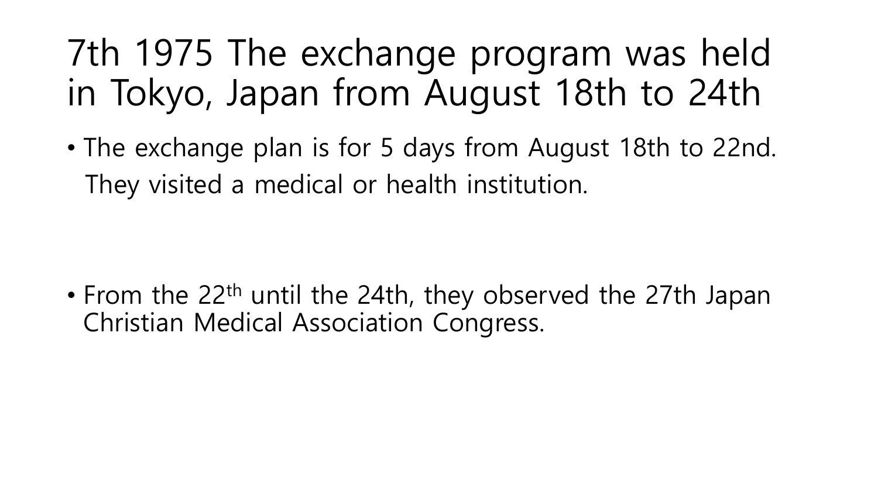# 7th 1975 The exchange program was held in Tokyo, Japan from August 18th to 24th

- The exchange plan is for 5 days from August 18th to 22nd. They visited a medical or health institution.

- From the 22th until the 24th, they observed the 27th Japan Christian Medical Association Congress.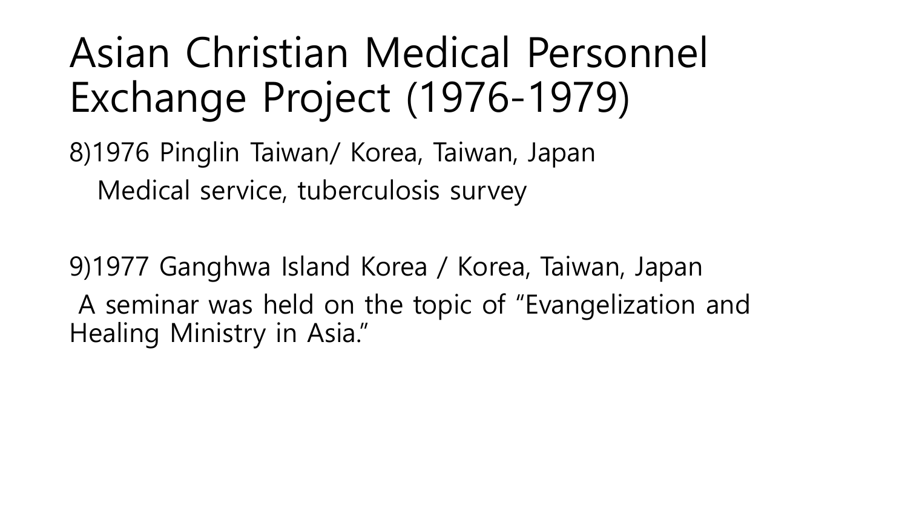# Asian Christian Medical Personnel Exchange Project (1976-1979)

8)1976 Pinglin Taiwan/ Korea, Taiwan, Japan

Medical service, tuberculosis survey

9)1977 Ganghwa Island Korea / Korea, Taiwan, Japan

A seminar was held on the topic of "Evangelization and Healing Ministry in Asia."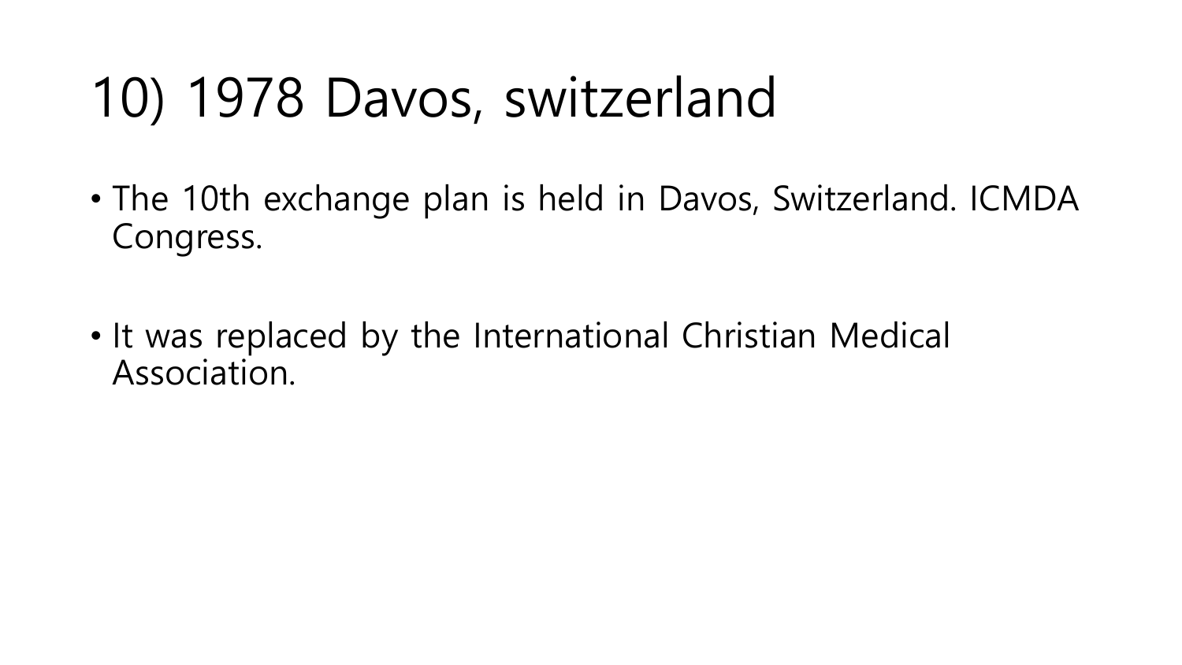# 10) 1978 Davos, switzerland

- The 10th exchange plan is held in Davos, Switzerland. ICMDA Congress.

- It was replaced by the International Christian Medical Association.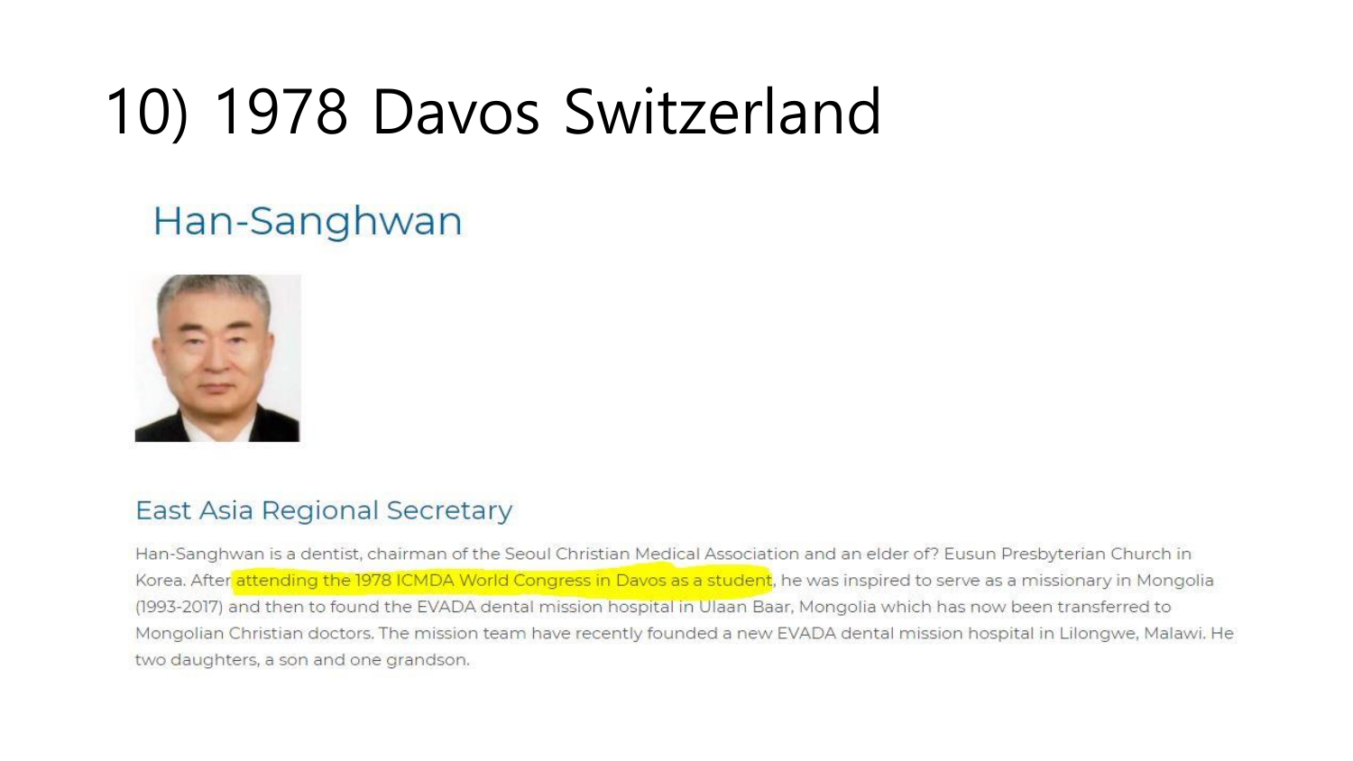# 10) 1978 Davos Switzerland

## Han-Sanghwan

### East Asia Regional Secretary

Han-Sanghwan is a dentist, chairman of the Seoul Christian Medical Association and an elder of? Eusun Presbyterian Church in Korea. After attending the 1978 ICMDA World Congress in Davos as a student, he was inspired to serve as a missionary in Mongolia (1993-2017) and then to found the EVADA dental mission hospital in Ulaan Baar, Mongolia which has now been transferred to Mongolian Christian doctors. The mission team have recently founded a new EVADA dental mission hospital in Lilongwe, Malawi. He two daughters, a son and one grandson.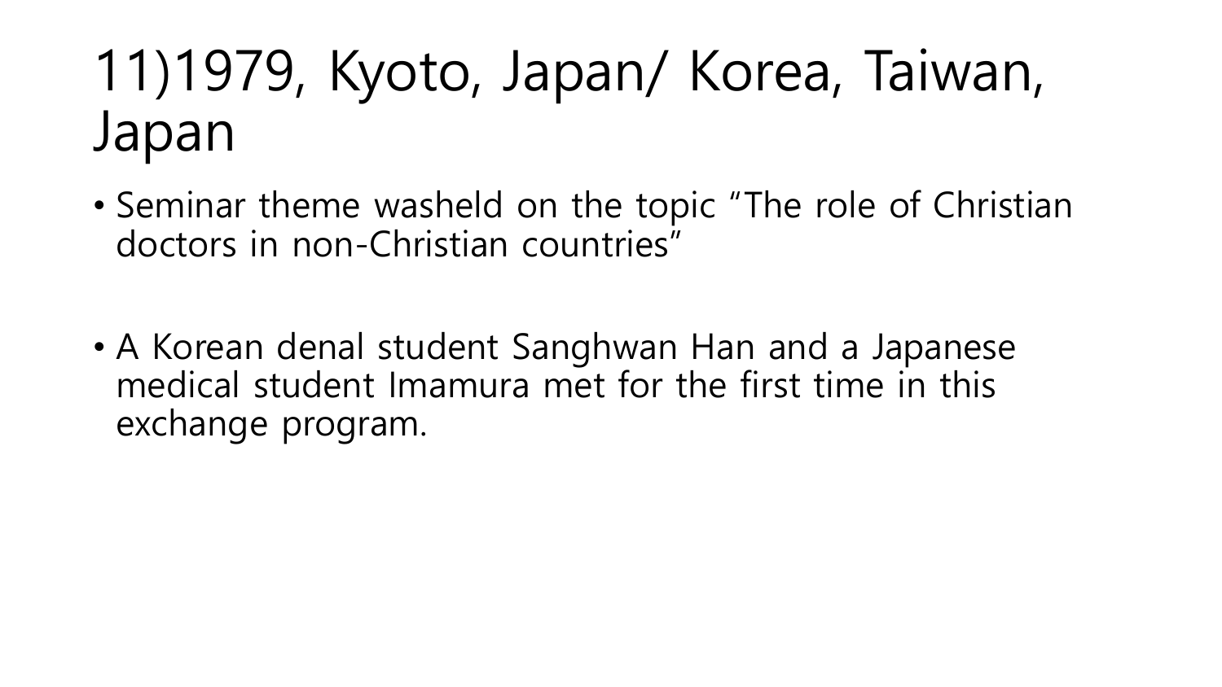# 11)1979, Kyoto, Japan/ Korea, Taiwan, Japan

- Seminar theme washeld on the topic "The role of Christian doctors in non-Christian countries"

- A Korean denal student Sanghwan Han and a Japanese medical student Imamura met for the first time in this exchange program.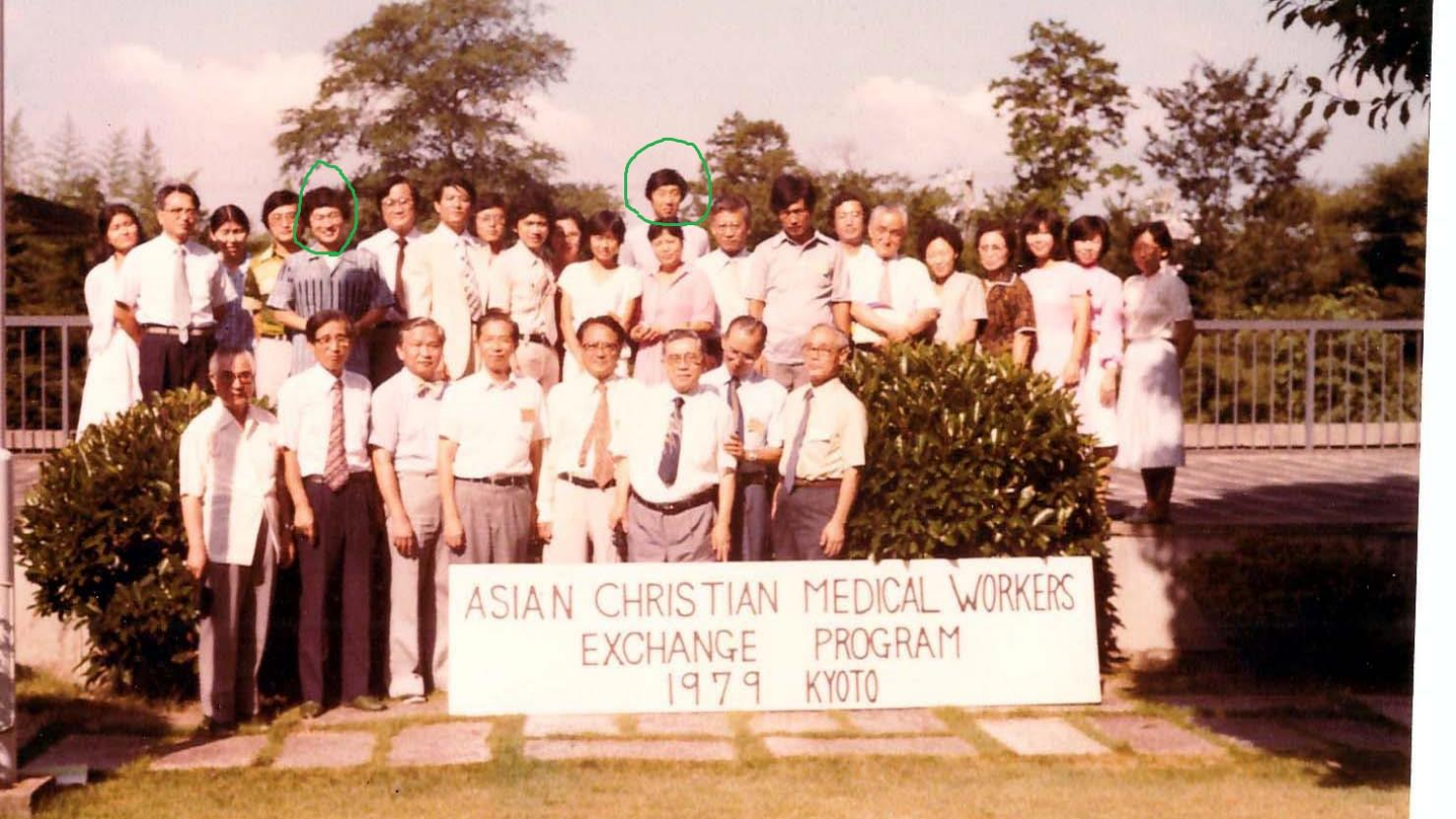ASIAN CHRISTIAN MEDICAL WORKERS
EXCHANGE PROGRAM
1979 KYOTO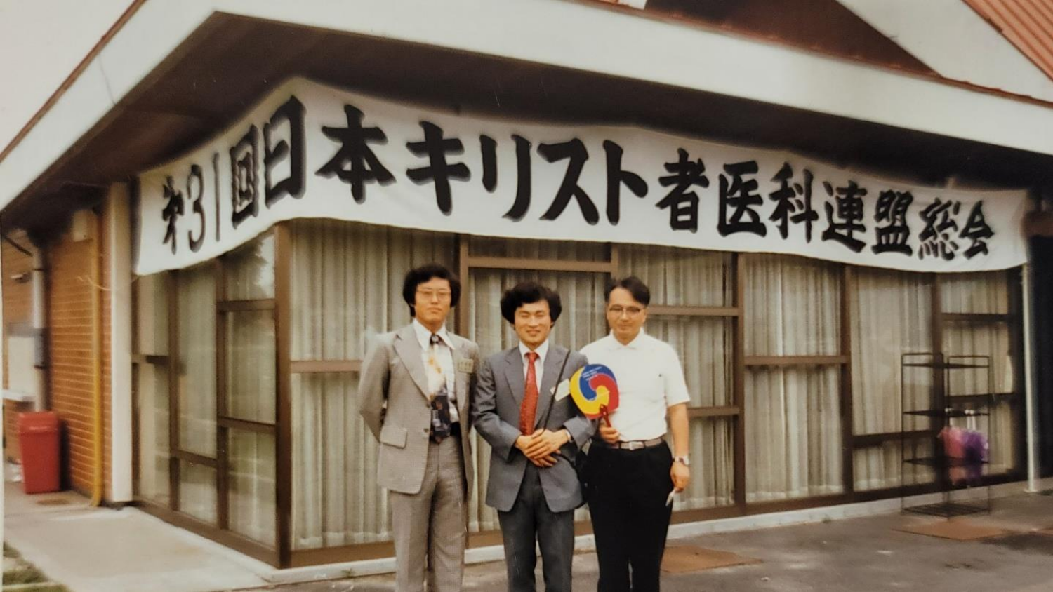第31回日本キリスト者医科連盟総会